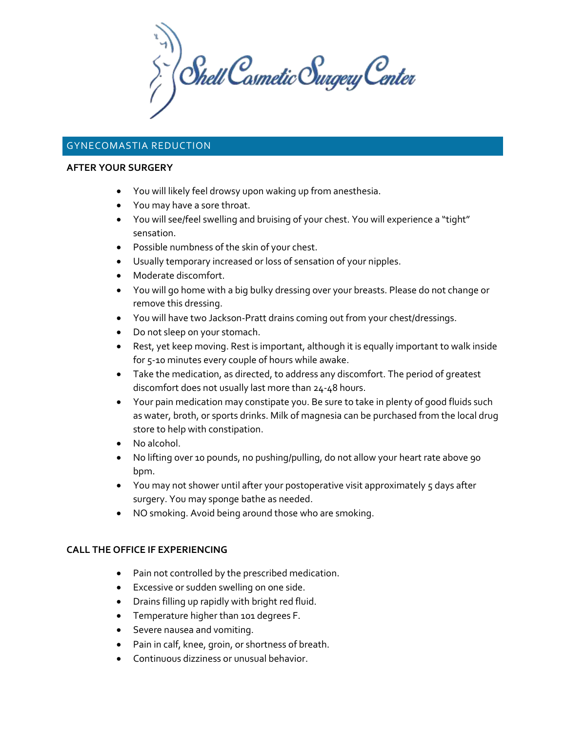Shell Cosmetic Surgery Center

## GYNECOMASTIA REDUCTION

### AFTER YOUR SURGERY

- You will likely feel drowsy upon waking up from anesthesia.
- You may have a sore throat.
- You will see/feel swelling and bruising of your chest. You will experience a "tight" sensation.
- Possible numbness of the skin of your chest.
- Usually temporary increased or loss of sensation of your nipples.
- Moderate discomfort.
- You will go home with a big bulky dressing over your breasts. Please do not change or remove this dressing.
- You will have two Jackson-Pratt drains coming out from your chest/dressings.
- Do not sleep on your stomach.
- Rest, yet keep moving. Rest is important, although it is equally important to walk inside for 5-10 minutes every couple of hours while awake.
- Take the medication, as directed, to address any discomfort. The period of greatest discomfort does not usually last more than 24-48 hours.
- Your pain medication may constipate you. Be sure to take in plenty of good fluids such as water, broth, or sports drinks. Milk of magnesia can be purchased from the local drug store to help with constipation.
- No alcohol.
- No lifting over 10 pounds, no pushing/pulling, do not allow your heart rate above 90 bpm.
- You may not shower until after your postoperative visit approximately 5 days after surgery. You may sponge bathe as needed.
- NO smoking. Avoid being around those who are smoking.

### CALL THE OFFICE IF EXPERIENCING

- Pain not controlled by the prescribed medication.
- Excessive or sudden swelling on one side.
- Drains filling up rapidly with bright red fluid.
- Temperature higher than 101 degrees F.
- Severe nausea and vomiting.
- Pain in calf, knee, groin, or shortness of breath.
- Continuous dizziness or unusual behavior.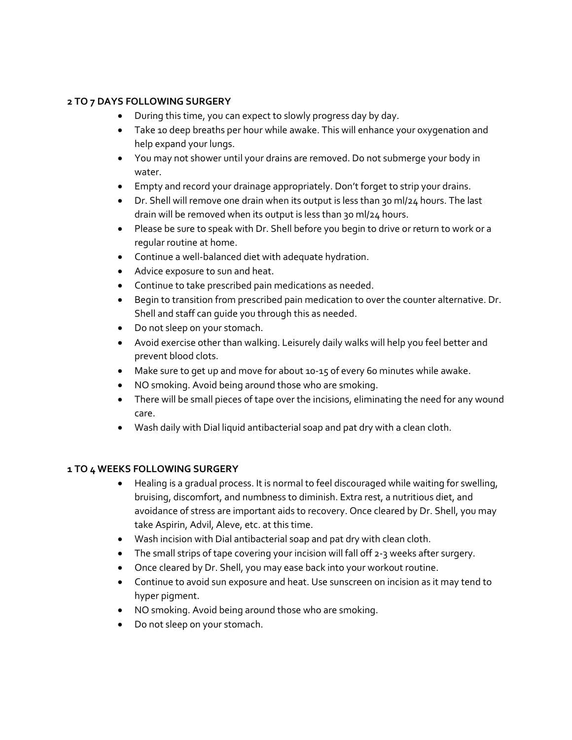**2 TO 7 DAYS FOLLOWING SURGERY**

- During this time, you can expect to slowly progress day by day.
- Take 10 deep breaths per hour while awake. This will enhance your oxygenation and help expand your lungs.
- You may not shower until your drains are removed. Do not submerge your body in water.
- Empty and record your drainage appropriately. Don't forget to strip your drains.
- Dr. Shell will remove one drain when its output is less than 30 ml/24 hours. The last drain will be removed when its output is less than 30 ml/24 hours.
- Please be sure to speak with Dr. Shell before you begin to drive or return to work or a regular routine at home.
- Continue a well-balanced diet with adequate hydration.
- Advice exposure to sun and heat.
- Continue to take prescribed pain medications as needed.
- Begin to transition from prescribed pain medication to over the counter alternative. Dr. Shell and staff can guide you through this as needed.
- Do not sleep on your stomach.
- Avoid exercise other than walking. Leisurely daily walks will help you feel better and prevent blood clots.
- Make sure to get up and move for about 10-15 of every 60 minutes while awake.
- NO smoking. Avoid being around those who are smoking.
- There will be small pieces of tape over the incisions, eliminating the need for any wound care.
- Wash daily with Dial liquid antibacterial soap and pat dry with a clean cloth.

**1 TO 4 WEEKS FOLLOWING SURGERY**

- Healing is a gradual process. It is normal to feel discouraged while waiting for swelling, bruising, discomfort, and numbness to diminish. Extra rest, a nutritious diet, and avoidance of stress are important aids to recovery. Once cleared by Dr. Shell, you may take Aspirin, Advil, Aleve, etc. at this time.
- Wash incision with Dial antibacterial soap and pat dry with clean cloth.
- The small strips of tape covering your incision will fall off 2-3 weeks after surgery.
- Once cleared by Dr. Shell, you may ease back into your workout routine.
- Continue to avoid sun exposure and heat. Use sunscreen on incision as it may tend to hyper pigment.
- NO smoking. Avoid being around those who are smoking.
- Do not sleep on your stomach.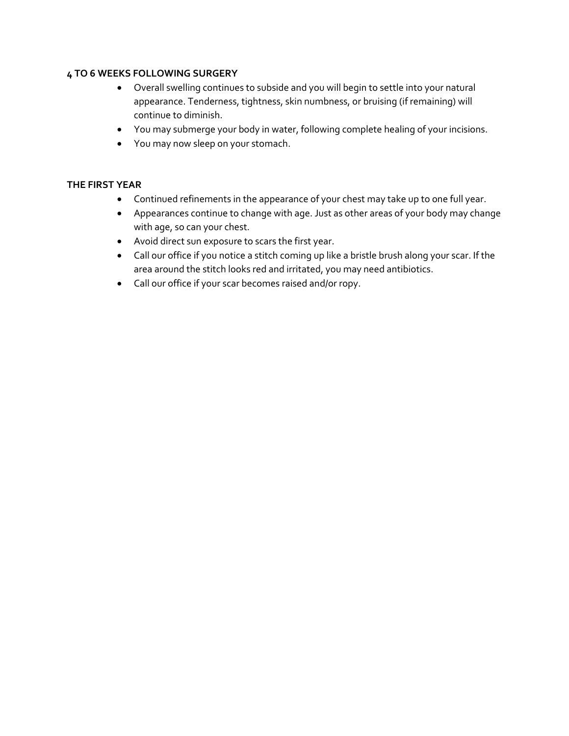**4 TO 6 WEEKS FOLLOWING SURGERY**

- Overall swelling continues to subside and you will begin to settle into your natural appearance. Tenderness, tightness, skin numbness, or bruising (if remaining) will continue to diminish.
- You may submerge your body in water, following complete healing of your incisions.
- You may now sleep on your stomach.

**THE FIRST YEAR**

- Continued refinements in the appearance of your chest may take up to one full year.
- Appearances continue to change with age. Just as other areas of your body may change with age, so can your chest.
- Avoid direct sun exposure to scars the first year.
- Call our office if you notice a stitch coming up like a bristle brush along your scar. If the area around the stitch looks red and irritated, you may need antibiotics.
- Call our office if your scar becomes raised and/or ropy.